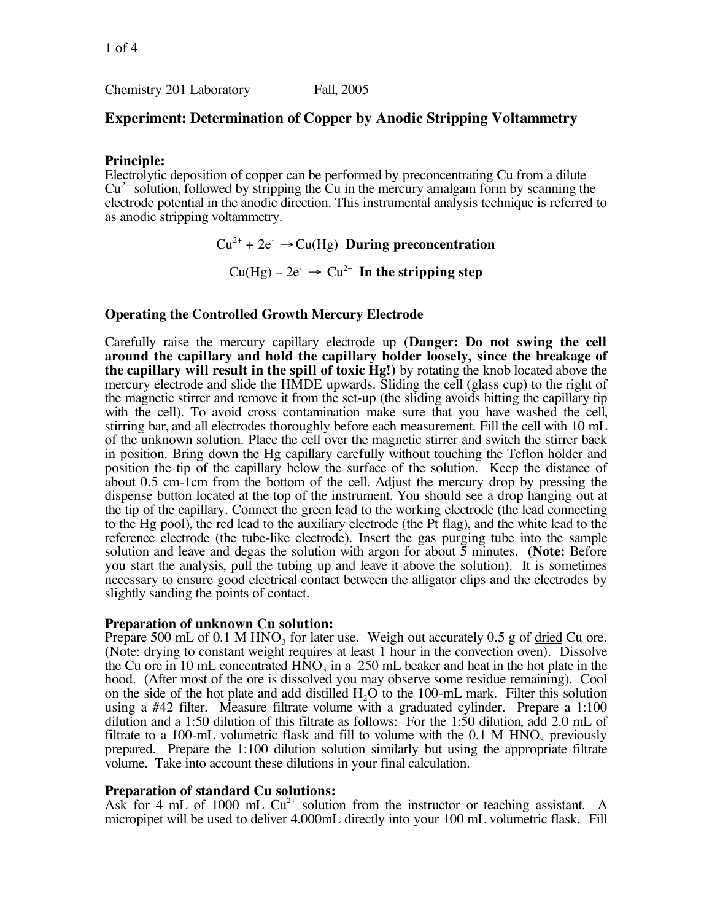Chemistry 201 Laboratory Fall, 2005

# Experiment: Determination of Copper by Anodic Stripping Voltammetry

**Principle:**

Electrolytic deposition of copper can be performed by preconcentrating Cu from a dilute $Cu^{2+}$ solution, followed by stripping the Cu in the mercury amalgam form by scanning the electrode potential in the anodic direction. This instrumental analysis technique is referred to as anodic stripping voltammetry.

$$Cu^{2+} + 2e^- \rightarrow Cu(Hg) \quad \textbf{During preconcentration}$$

$$Cu(Hg) - 2e^- \rightarrow Cu^{2+} \quad \textbf{In the stripping step}$$

**Operating the Controlled Growth Mercury Electrode**

Carefully raise the mercury capillary electrode up **(Danger: Do not swing the cell around the capillary and hold the capillary holder loosely, since the breakage of the capillary will result in the spill of toxic Hg!)** by rotating the knob located above the mercury electrode and slide the HMDE upwards. Sliding the cell (glass cup) to the right of the magnetic stirrer and remove it from the set-up (the sliding avoids hitting the capillary tip with the cell). To avoid cross contamination make sure that you have washed the cell, stirring bar, and all electrodes thoroughly before each measurement. Fill the cell with 10 mL of the unknown solution. Place the cell over the magnetic stirrer and switch the stirrer back in position. Bring down the Hg capillary carefully without touching the Teflon holder and position the tip of the capillary below the surface of the solution. Keep the distance of about 0.5 cm-1cm from the bottom of the cell. Adjust the mercury drop by pressing the dispense button located at the top of the instrument. You should see a drop hanging out at the tip of the capillary. Connect the green lead to the working electrode (the lead connecting to the Hg pool), the red lead to the auxiliary electrode (the Pt flag), and the white lead to the reference electrode (the tube-like electrode). Insert the gas purging tube into the sample solution and leave and degas the solution with argon for about 5 minutes. (**Note:** Before you start the analysis, pull the tubing up and leave it above the solution). It is sometimes necessary to ensure good electrical contact between the alligator clips and the electrodes by slightly sanding the points of contact.

**Preparation of unknown Cu solution:**

Prepare 500 mL of 0.1 M $HNO_3$ for later use. Weigh out accurately 0.5 g of dried Cu ore. (Note: drying to constant weight requires at least 1 hour in the convection oven). Dissolve the Cu ore in 10 mL concentrated $HNO_3$ in a 250 mL beaker and heat in the hot plate in the hood. (After most of the ore is dissolved you may observe some residue remaining). Cool on the side of the hot plate and add distilled $H_2O$ to the 100-mL mark. Filter this solution using a #42 filter. Measure filtrate volume with a graduated cylinder. Prepare a 1:100 dilution and a 1:50 dilution of this filtrate as follows: For the 1:50 dilution, add 2.0 mL of filtrate to a 100-mL volumetric flask and fill to volume with the 0.1 M $HNO_3$ previously prepared. Prepare the 1:100 dilution solution similarly but using the appropriate filtrate volume. Take into account these dilutions in your final calculation.

**Preparation of standard Cu solutions:**

Ask for 4 mL of 1000 mL $Cu^{2+}$ solution from the instructor or teaching assistant. A micropipet will be used to deliver 4.000mL directly into your 100 mL volumetric flask. Fill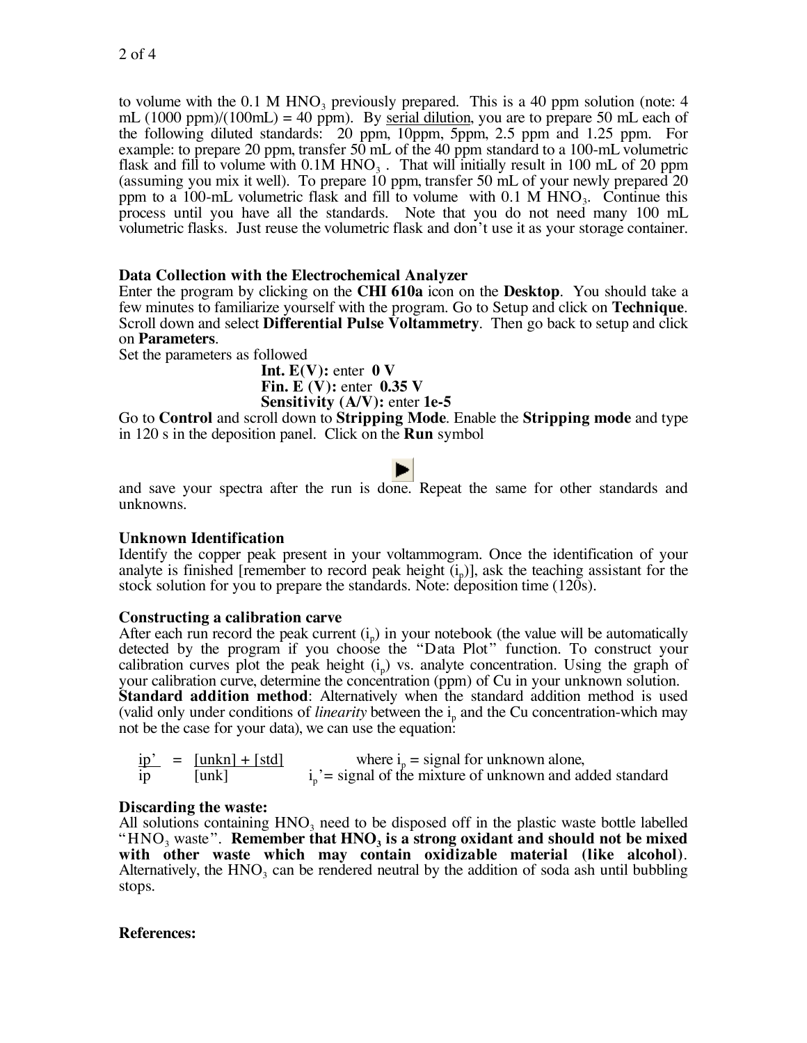to volume with the 0.1 M $HNO_3$ previously prepared. This is a 40 ppm solution (note: 4 mL (1000 ppm)/(100mL) = 40 ppm). By serial dilution, you are to prepare 50 mL each of the following diluted standards: 20 ppm, 10ppm, 5ppm, 2.5 ppm and 1.25 ppm. For example: to prepare 20 ppm, transfer 50 mL of the 40 ppm standard to a 100-mL volumetric flask and fill to volume with 0.1M $HNO_3$ . That will initially result in 100 mL of 20 ppm (assuming you mix it well). To prepare 10 ppm, transfer 50 mL of your newly prepared 20 ppm to a 100-mL volumetric flask and fill to volume with 0.1 M $HNO_3$. Continue this process until you have all the standards. Note that you do not need many 100 mL volumetric flasks. Just reuse the volumetric flask and don't use it as your storage container.

### Data Collection with the Electrochemical Analyzer

Enter the program by clicking on the **CHI 610a** icon on the **Desktop**. You should take a few minutes to familiarize yourself with the program. Go to Setup and click on **Technique**. Scroll down and select **Differential Pulse Voltammetry**. Then go back to setup and click on **Parameters**.

Set the parameters as followed

- **Int. E(V):** enter **0 V**
- **Fin. E (V):** enter **0.35 V**
- **Sensitivity (A/V):** enter **1e-5**

Go to **Control** and scroll down to **Stripping Mode**. Enable the **Stripping mode** and type in 120 s in the deposition panel. Click on the **Run** symbol

▶

and save your spectra after the run is done. Repeat the same for other standards and unknowns.

### Unknown Identification

Identify the copper peak present in your voltammogram. Once the identification of your analyte is finished [remember to record peak height ($i_p$)], ask the teaching assistant for the stock solution for you to prepare the standards. Note: deposition time (120s).

### Constructing a calibration carve

After each run record the peak current ($i_p$) in your notebook (the value will be automatically detected by the program if you choose the "Data Plot" function. To construct your calibration curves plot the peak height ($i_p$) vs. analyte concentration. Using the graph of your calibration curve, determine the concentration (ppm) of Cu in your unknown solution.

**Standard addition method**: Alternatively when the standard addition method is used (valid only under conditions of *linearity* between the $i_p$ and the Cu concentration-which may not be the case for your data), we can use the equation:

$$\frac{ip'}{ip} = \frac{[unkn] + [std]}{[unk]}$$

where $i_p$ = signal for unknown alone,
$i_p$'= signal of the mixture of unknown and added standard

### Discarding the waste:

All solutions containing $HNO_3$ need to be disposed off in the plastic waste bottle labelled "$HNO_3$ waste". **Remember that $HNO_3$ is a strong oxidant and should not be mixed with other waste which may contain oxidizable material (like alcohol)**. Alternatively, the $HNO_3$ can be rendered neutral by the addition of soda ash until bubbling stops.

### References: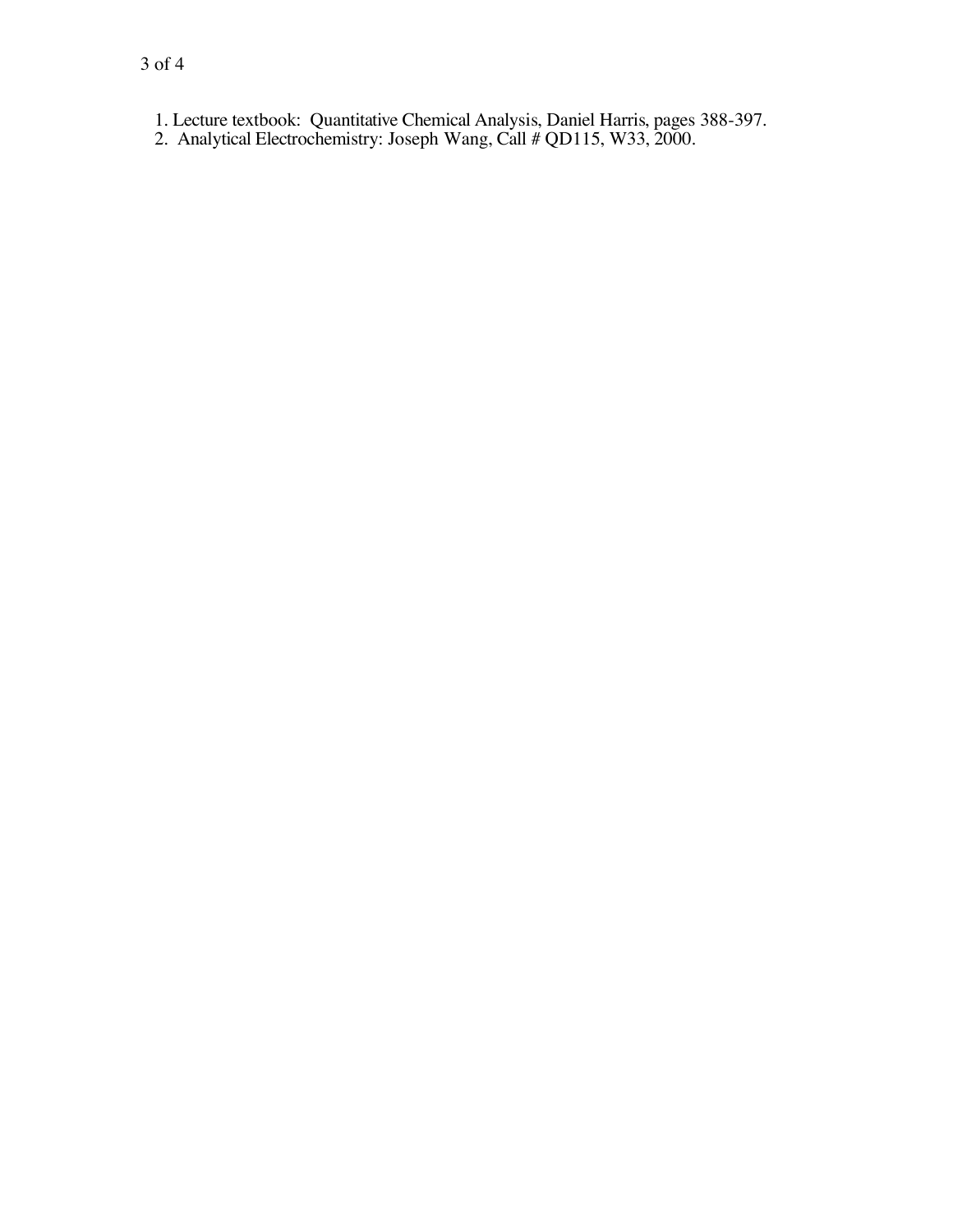1. Lecture textbook: Quantitative Chemical Analysis, Daniel Harris, pages 388-397.
2. Analytical Electrochemistry: Joseph Wang, Call # QD115, W33, 2000.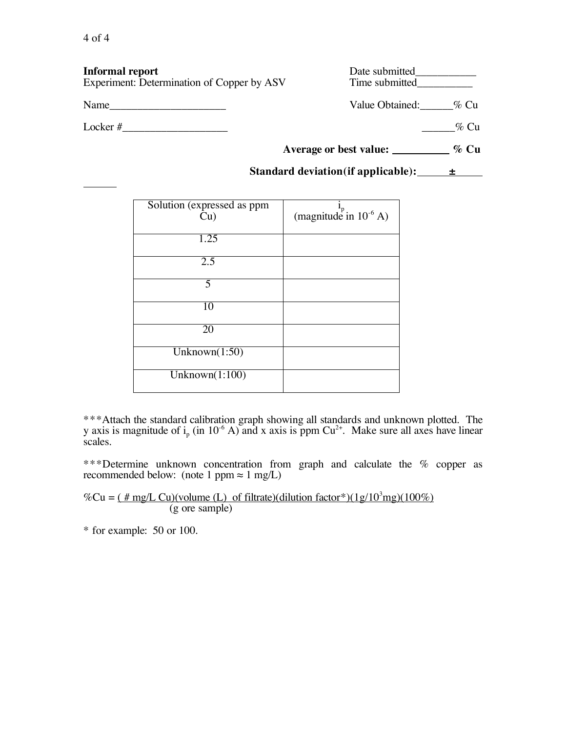**Informal report**
Experiment: Determination of Copper by ASV

Date submitted___________
Time submitted__________

Name_____________________

Value Obtained:______% Cu

Locker #___________________

______% Cu

**Average or best value: __________ % Cu**

**Standard deviation(if applicable):_____±_____**

| Solution (expressed as ppm Cu) | $i_p$ (magnitude in $10^{-6}$ A) |
|---|---|
| 1.25 | |
| 2.5 | |
| 5 | |
| 10 | |
| 20 | |
| Unknown(1:50) | |
| Unknown(1:100) | |

***Attach the standard calibration graph showing all standards and unknown plotted. The y axis is magnitude of $i_p$ (in $10^{-6}$ A) and x axis is ppm $Cu^{2+}$. Make sure all axes have linear scales.

***Determine unknown concentration from graph and calculate the % copper as recommended below: (note 1 ppm ≈ 1 mg/L)

$$\%Cu = \frac{(\text{\# mg/L Cu})(\text{volume (L) of filtrate})(\text{dilution factor*})(1\text{g}/10^3\text{mg})(100\%)}{(\text{g ore sample})}$$

* for example: 50 or 100.